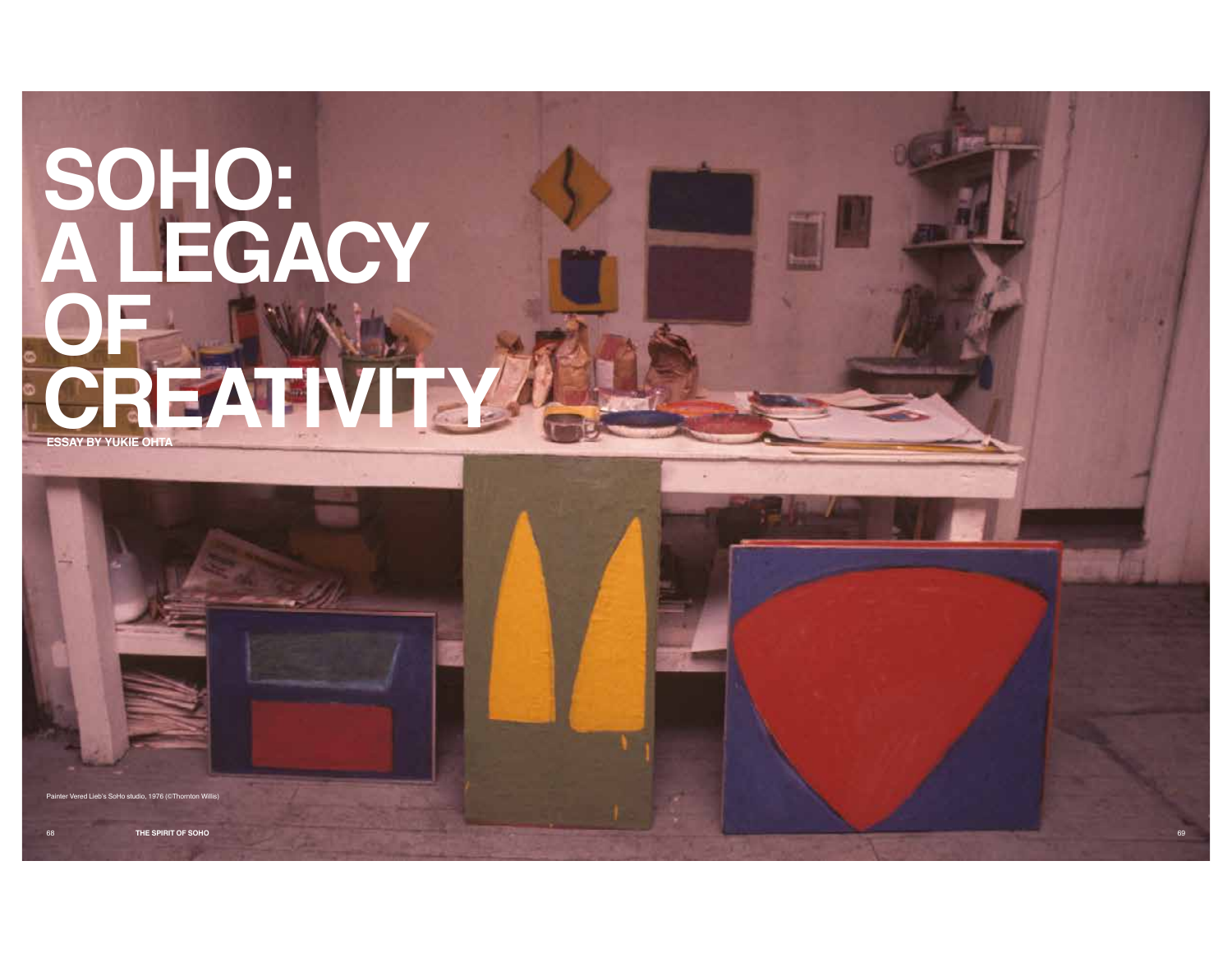# SOHO: A LEGACY OF CREATIVITY

**ESSAY BY YUKIE OHTA**

Painter Vered Lieb's SoHo studio, 1976 (©Thornton Willis)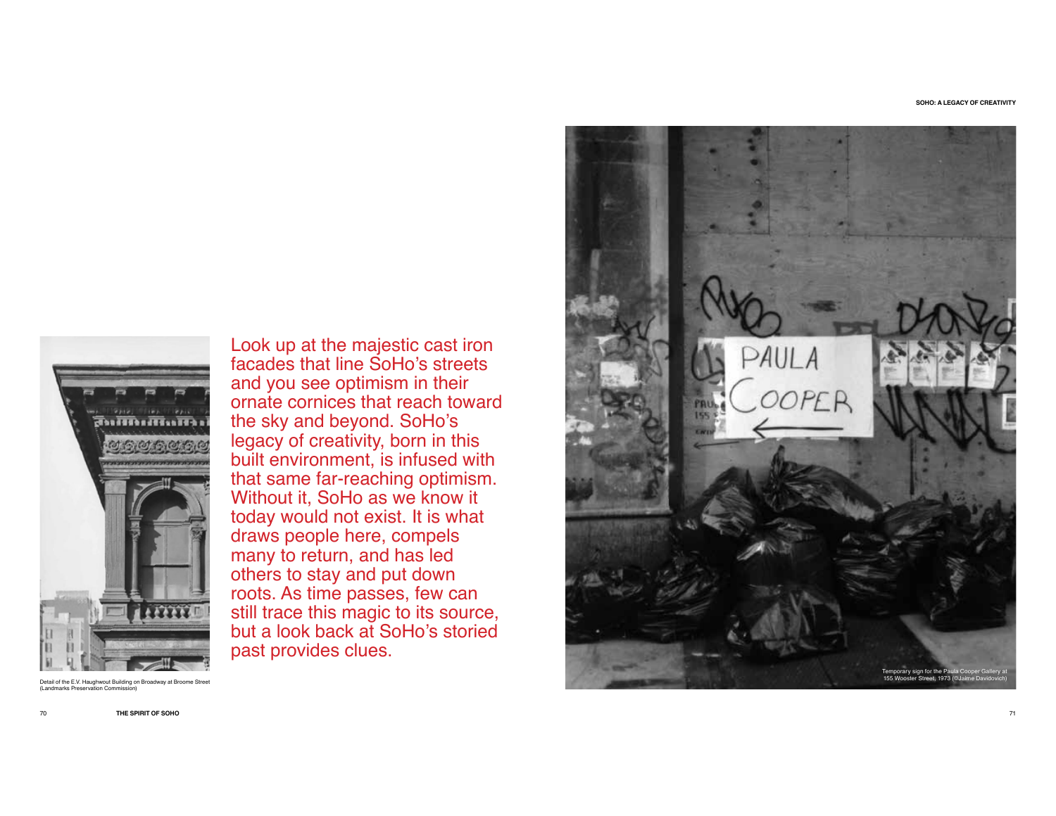Look up at the majestic cast iron facades that line SoHo's streets and you see optimism in their ornate cornices that reach toward the sky and beyond. SoHo's legacy of creativity, born in this built environment, is infused with that same far-reaching optimism. Without it, SoHo as we know it today would not exist. It is what draws people here, compels many to return, and has led others to stay and put down roots. As time passes, few can still trace this magic to its source, but a look back at SoHo's storied past provides clues.

Detail of the E.V. Haughwout Building on Broadway at Broome Street (Landmarks Preservation Commission)

Temporary sign for the Paula Cooper Gallery at 155 Wooster Street, 1973 (©Jaime Davidovich)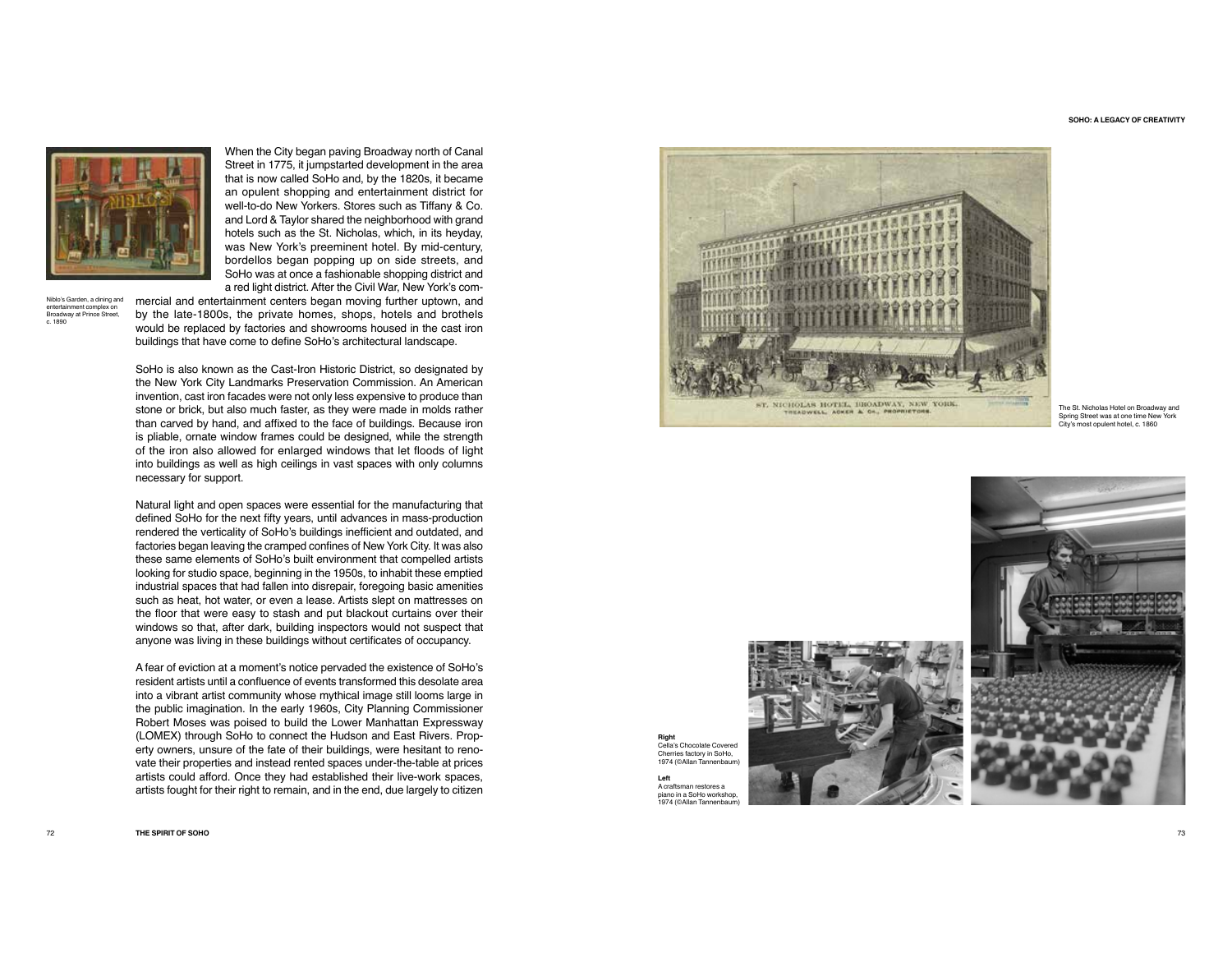When the City began paving Broadway north of Canal Street in 1775, it jumpstarted development in the area that is now called SoHo and, by the 1820s, it became an opulent shopping and entertainment district for well-to-do New Yorkers. Stores such as Tiffany & Co. and Lord & Taylor shared the neighborhood with grand hotels such as the St. Nicholas, which, in its heyday, was New York's preeminent hotel. By mid-century, bordellos began popping up on side streets, and SoHo was at once a fashionable shopping district and a red light district. After the Civil War, New York's commercial and entertainment centers began moving further uptown, and by the late-1800s, the private homes, shops, hotels and brothels would be replaced by factories and showrooms housed in the cast iron buildings that have come to define SoHo's architectural landscape.

Niblo's Garden, a dining and entertainment complex on Broadway at Prince Street, c. 1890

SoHo is also known as the Cast-Iron Historic District, so designated by the New York City Landmarks Preservation Commission. An American invention, cast iron facades were not only less expensive to produce than stone or brick, but also much faster, as they were made in molds rather than carved by hand, and affixed to the face of buildings. Because iron is pliable, ornate window frames could be designed, while the strength of the iron also allowed for enlarged windows that let floods of light into buildings as well as high ceilings in vast spaces with only columns necessary for support.

Natural light and open spaces were essential for the manufacturing that defined SoHo for the next fifty years, until advances in mass-production rendered the verticality of SoHo's buildings inefficient and outdated, and factories began leaving the cramped confines of New York City. It was also these same elements of SoHo's built environment that compelled artists looking for studio space, beginning in the 1950s, to inhabit these emptied industrial spaces that had fallen into disrepair, foregoing basic amenities such as heat, hot water, or even a lease. Artists slept on mattresses on the floor that were easy to stash and put blackout curtains over their windows so that, after dark, building inspectors would not suspect that anyone was living in these buildings without certificates of occupancy.

A fear of eviction at a moment's notice pervaded the existence of SoHo's resident artists until a confluence of events transformed this desolate area into a vibrant artist community whose mythical image still looms large in the public imagination. In the early 1960s, City Planning Commissioner Robert Moses was poised to build the Lower Manhattan Expressway (LOMEX) through SoHo to connect the Hudson and East Rivers. Property owners, unsure of the fate of their buildings, were hesitant to renovate their properties and instead rented spaces under-the-table at prices artists could afford. Once they had established their live-work spaces, artists fought for their right to remain, and in the end, due largely to citizen

The St. Nicholas Hotel on Broadway and Spring Street was at one time New York City's most opulent hotel, c. 1860

**Right**
Cella's Chocolate Covered Cherries factory in SoHo, 1974 (©Allan Tannenbaum)

**Left**
A craftsman restores a piano in a SoHo workshop, 1974 (©Allan Tannenbaum)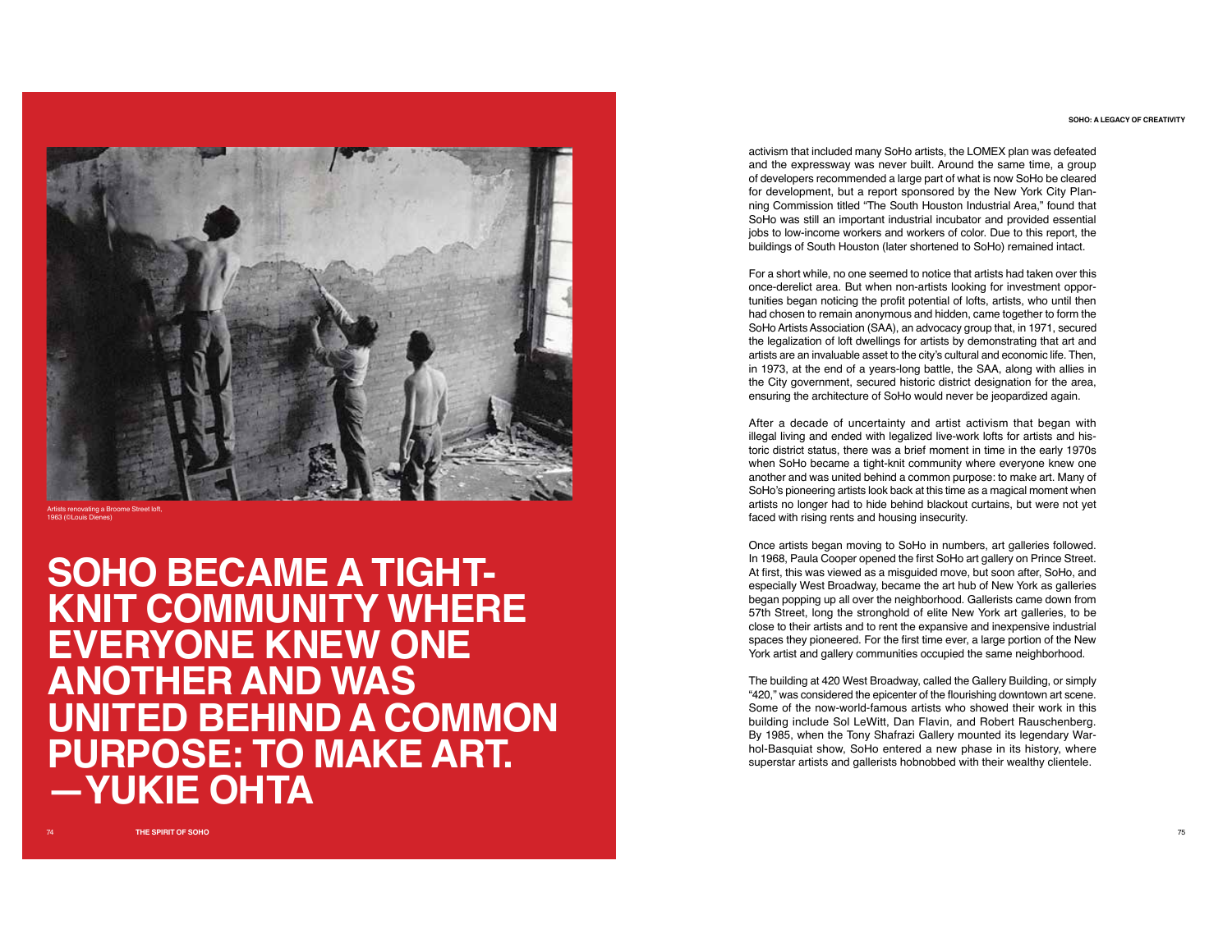Artists renovating a Broome Street loft, 1963 (©Louis Dienes)

# SOHO BECAME A TIGHT-KNIT COMMUNITY WHERE EVERYONE KNEW ONE ANOTHER AND WAS UNITED BEHIND A COMMON PURPOSE: TO MAKE ART. —YUKIE OHTA

activism that included many SoHo artists, the LOMEX plan was defeated and the expressway was never built. Around the same time, a group of developers recommended a large part of what is now SoHo be cleared for development, but a report sponsored by the New York City Planning Commission titled "The South Houston Industrial Area," found that SoHo was still an important industrial incubator and provided essential jobs to low-income workers and workers of color. Due to this report, the buildings of South Houston (later shortened to SoHo) remained intact.

For a short while, no one seemed to notice that artists had taken over this once-derelict area. But when non-artists looking for investment opportunities began noticing the profit potential of lofts, artists, who until then had chosen to remain anonymous and hidden, came together to form the SoHo Artists Association (SAA), an advocacy group that, in 1971, secured the legalization of loft dwellings for artists by demonstrating that art and artists are an invaluable asset to the city's cultural and economic life. Then, in 1973, at the end of a years-long battle, the SAA, along with allies in the City government, secured historic district designation for the area, ensuring the architecture of SoHo would never be jeopardized again.

After a decade of uncertainty and artist activism that began with illegal living and ended with legalized live-work lofts for artists and historic district status, there was a brief moment in time in the early 1970s when SoHo became a tight-knit community where everyone knew one another and was united behind a common purpose: to make art. Many of SoHo's pioneering artists look back at this time as a magical moment when artists no longer had to hide behind blackout curtains, but were not yet faced with rising rents and housing insecurity.

Once artists began moving to SoHo in numbers, art galleries followed. In 1968, Paula Cooper opened the first SoHo art gallery on Prince Street. At first, this was viewed as a misguided move, but soon after, SoHo, and especially West Broadway, became the art hub of New York as galleries began popping up all over the neighborhood. Gallerists came down from 57th Street, long the stronghold of elite New York art galleries, to be close to their artists and to rent the expansive and inexpensive industrial spaces they pioneered. For the first time ever, a large portion of the New York artist and gallery communities occupied the same neighborhood.

The building at 420 West Broadway, called the Gallery Building, or simply "420," was considered the epicenter of the flourishing downtown art scene. Some of the now-world-famous artists who showed their work in this building include Sol LeWitt, Dan Flavin, and Robert Rauschenberg. By 1985, when the Tony Shafrazi Gallery mounted its legendary Warhol-Basquiat show, SoHo entered a new phase in its history, where superstar artists and gallerists hobnobbed with their wealthy clientele.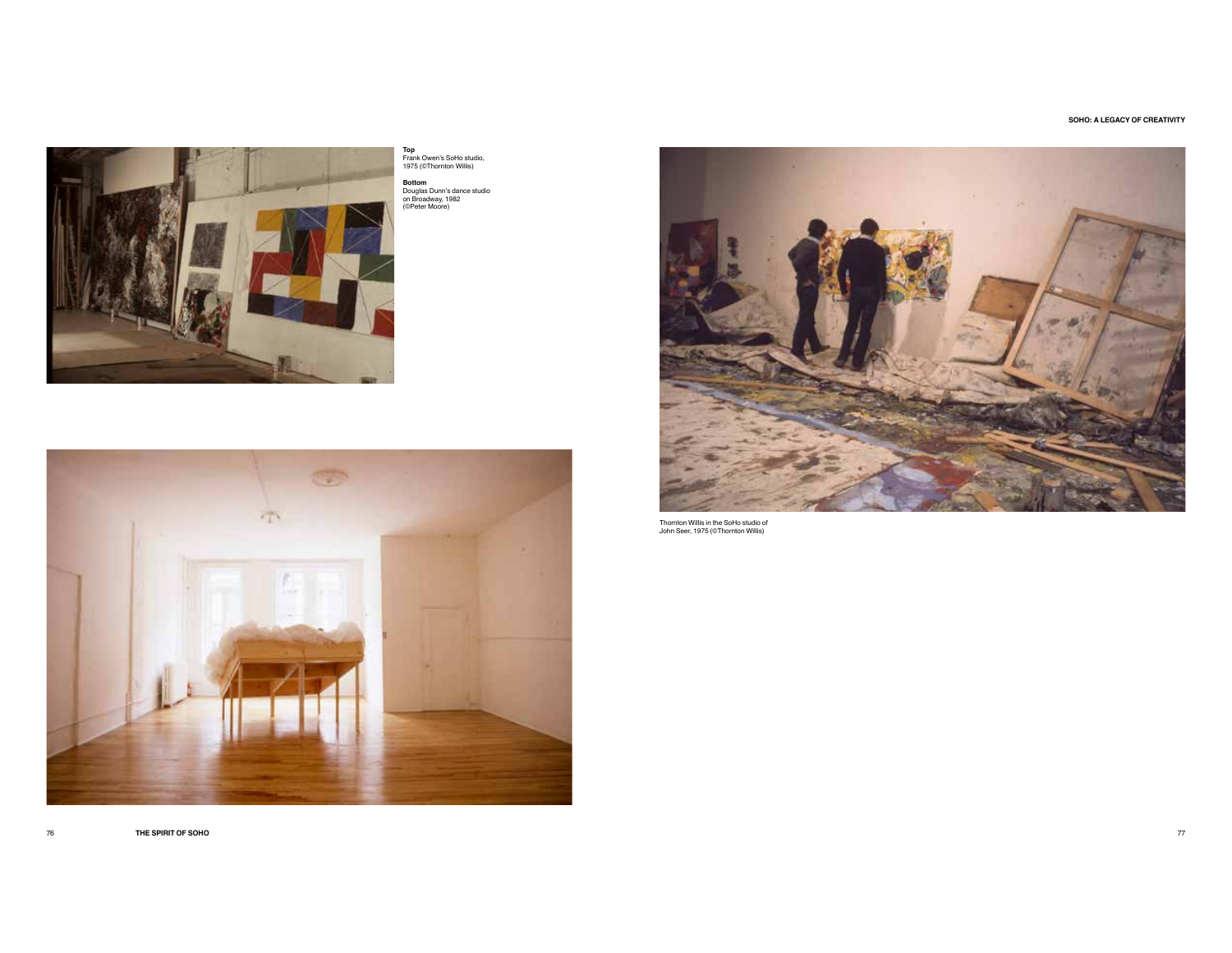**Top**
Frank Owen's SoHo studio, 1975 (©Thornton Willis)

**Bottom**
Douglas Dunn's dance studio on Broadway, 1982 (©Peter Moore)

Thornton Willis in the SoHo studio of John Seer, 1975 (©Thornton Willis)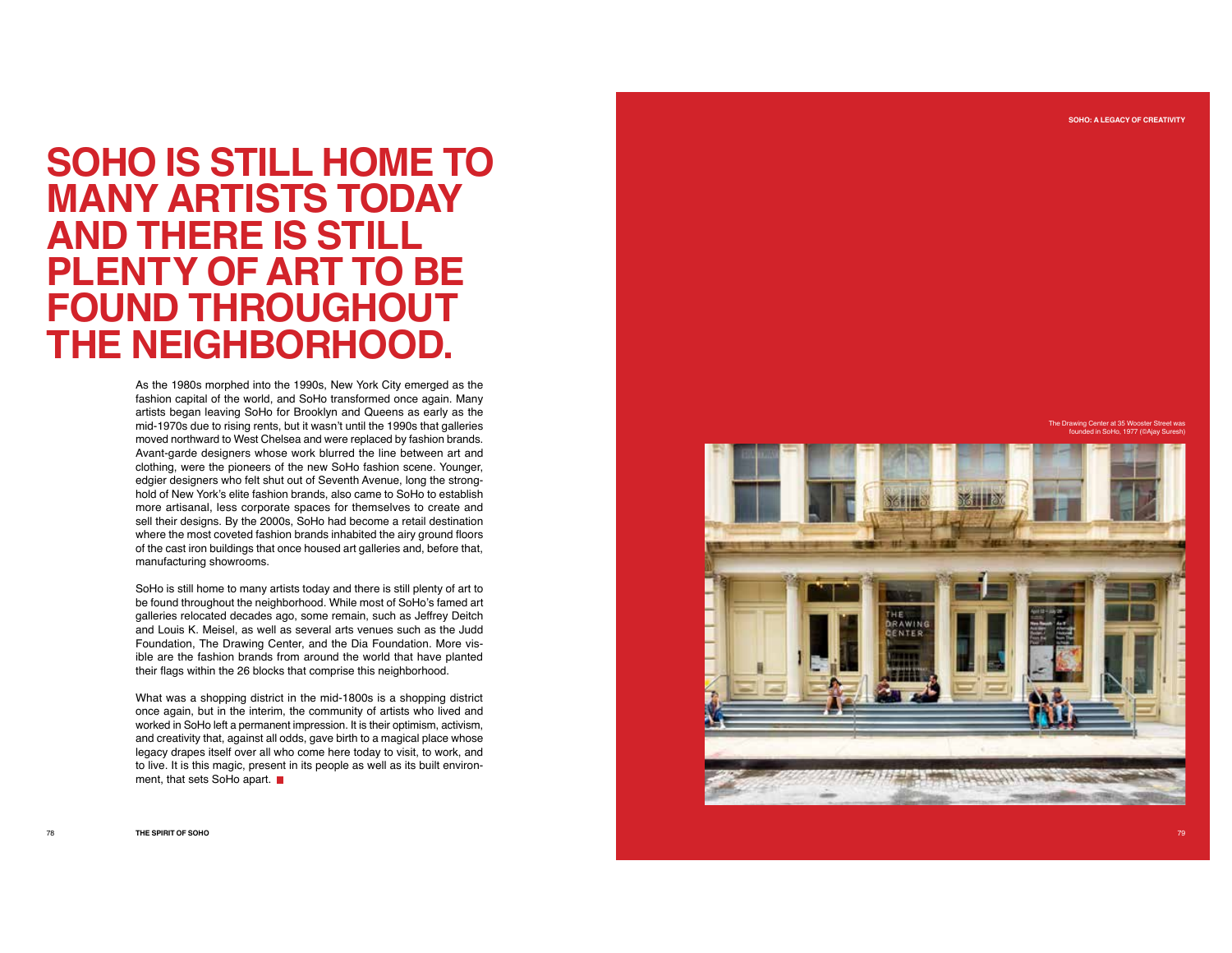# SOHO IS STILL HOME TO MANY ARTISTS TODAY AND THERE IS STILL PLENTY OF ART TO BE FOUND THROUGHOUT THE NEIGHBORHOOD.

As the 1980s morphed into the 1990s, New York City emerged as the fashion capital of the world, and SoHo transformed once again. Many artists began leaving SoHo for Brooklyn and Queens as early as the mid-1970s due to rising rents, but it wasn't until the 1990s that galleries moved northward to West Chelsea and were replaced by fashion brands. Avant-garde designers whose work blurred the line between art and clothing, were the pioneers of the new SoHo fashion scene. Younger, edgier designers who felt shut out of Seventh Avenue, long the stronghold of New York's elite fashion brands, also came to SoHo to establish more artisanal, less corporate spaces for themselves to create and sell their designs. By the 2000s, SoHo had become a retail destination where the most coveted fashion brands inhabited the airy ground floors of the cast iron buildings that once housed art galleries and, before that, manufacturing showrooms.

SoHo is still home to many artists today and there is still plenty of art to be found throughout the neighborhood. While most of SoHo's famed art galleries relocated decades ago, some remain, such as Jeffrey Deitch and Louis K. Meisel, as well as several arts venues such as the Judd Foundation, The Drawing Center, and the Dia Foundation. More visible are the fashion brands from around the world that have planted their flags within the 26 blocks that comprise this neighborhood.

What was a shopping district in the mid-1800s is a shopping district once again, but in the interim, the community of artists who lived and worked in SoHo left a permanent impression. It is their optimism, activism, and creativity that, against all odds, gave birth to a magical place whose legacy drapes itself over all who come here today to visit, to work, and to live. It is this magic, present in its people as well as its built environment, that sets SoHo apart. ■

The Drawing Center at 35 Wooster Street was founded in SoHo, 1977 (©Ajay Suresh)